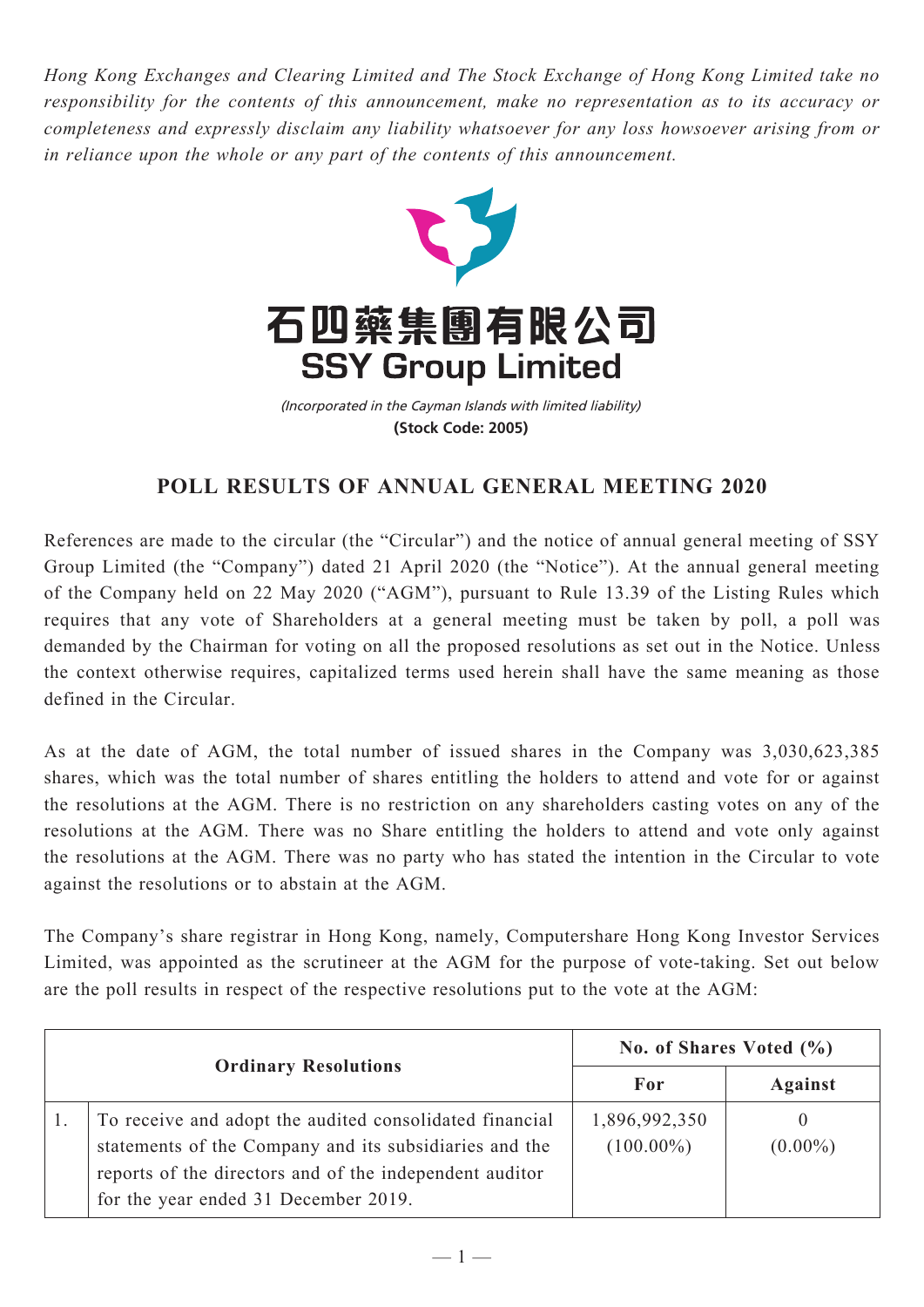*Hong Kong Exchanges and Clearing Limited and The Stock Exchange of Hong Kong Limited take no responsibility for the contents of this announcement, make no representation as to its accuracy or completeness and expressly disclaim any liability whatsoever for any loss howsoever arising from or in reliance upon the whole or any part of the contents of this announcement.*

# 石四藥集團有限公司
# SSY Group Limited

*(Incorporated in the Cayman Islands with limited liability)*

**(Stock Code: 2005)**

## POLL RESULTS OF ANNUAL GENERAL MEETING 2020

References are made to the circular (the "Circular") and the notice of annual general meeting of SSY Group Limited (the "Company") dated 21 April 2020 (the "Notice"). At the annual general meeting of the Company held on 22 May 2020 ("AGM"), pursuant to Rule 13.39 of the Listing Rules which requires that any vote of Shareholders at a general meeting must be taken by poll, a poll was demanded by the Chairman for voting on all the proposed resolutions as set out in the Notice. Unless the context otherwise requires, capitalized terms used herein shall have the same meaning as those defined in the Circular.

As at the date of AGM, the total number of issued shares in the Company was 3,030,623,385 shares, which was the total number of shares entitling the holders to attend and vote for or against the resolutions at the AGM. There is no restriction on any shareholders casting votes on any of the resolutions at the AGM. There was no Share entitling the holders to attend and vote only against the resolutions at the AGM. There was no party who has stated the intention in the Circular to vote against the resolutions or to abstain at the AGM.

The Company's share registrar in Hong Kong, namely, Computershare Hong Kong Investor Services Limited, was appointed as the scrutineer at the AGM for the purpose of vote-taking. Set out below are the poll results in respect of the respective resolutions put to the vote at the AGM:

| Ordinary Resolutions | | No. of Shares Voted (%) | |
|---|---|---|---|
| | | For | Against |
| 1. | To receive and adopt the audited consolidated financial statements of the Company and its subsidiaries and the reports of the directors and of the independent auditor for the year ended 31 December 2019. | 1,896,992,350 (100.00%) | 0 (0.00%) |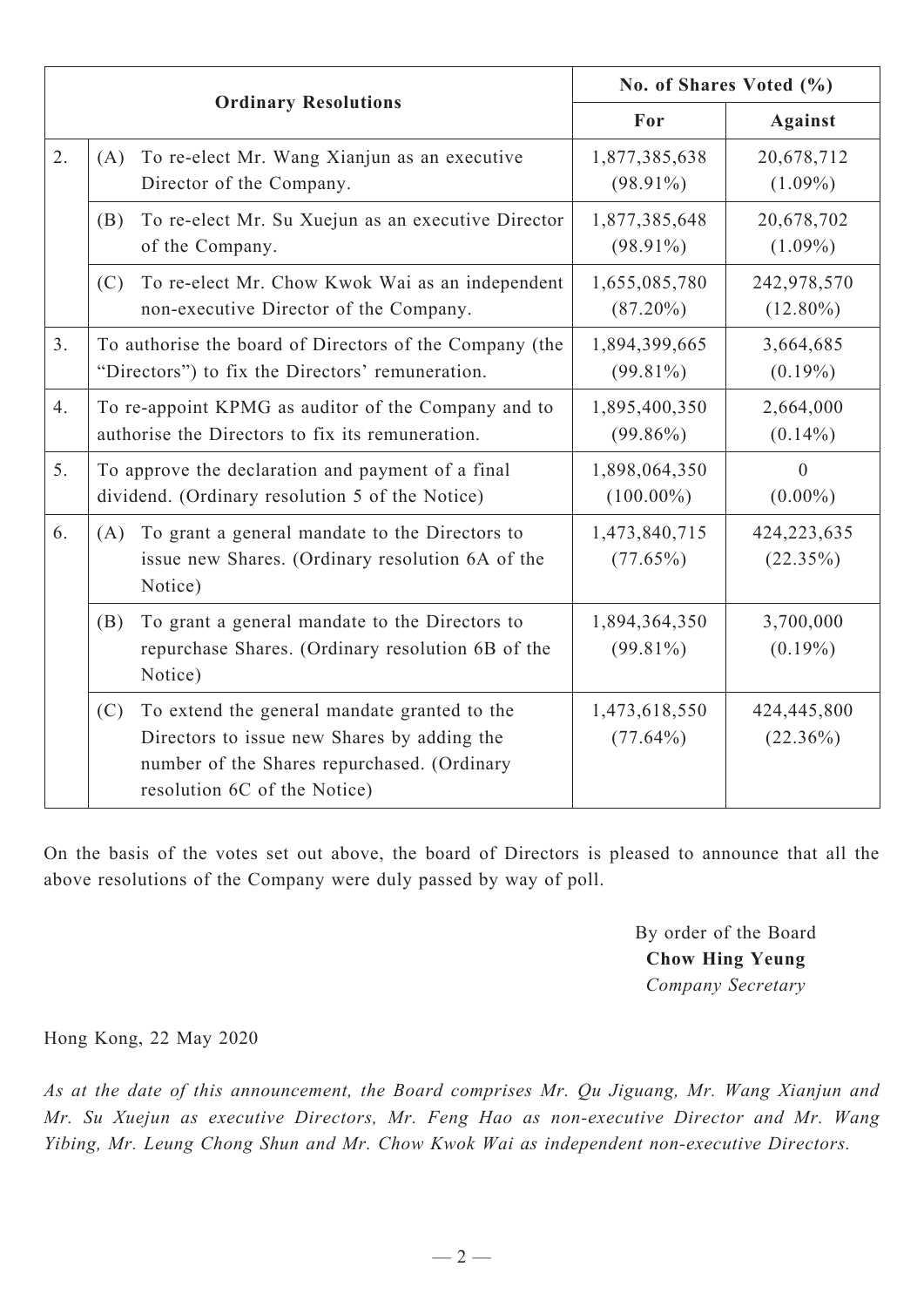| Ordinary Resolutions | | No. of Shares Voted (%) | |
|---|---|---|---|
| | | For | Against |
| 2. | (A) To re-elect Mr. Wang Xianjun as an executive Director of the Company. | 1,877,385,638 (98.91%) | 20,678,712 (1.09%) |
| | (B) To re-elect Mr. Su Xuejun as an executive Director of the Company. | 1,877,385,648 (98.91%) | 20,678,702 (1.09%) |
| | (C) To re-elect Mr. Chow Kwok Wai as an independent non-executive Director of the Company. | 1,655,085,780 (87.20%) | 242,978,570 (12.80%) |
| 3. | To authorise the board of Directors of the Company (the "Directors") to fix the Directors' remuneration. | 1,894,399,665 (99.81%) | 3,664,685 (0.19%) |
| 4. | To re-appoint KPMG as auditor of the Company and to authorise the Directors to fix its remuneration. | 1,895,400,350 (99.86%) | 2,664,000 (0.14%) |
| 5. | To approve the declaration and payment of a final dividend. (Ordinary resolution 5 of the Notice) | 1,898,064,350 (100.00%) | 0 (0.00%) |
| 6. | (A) To grant a general mandate to the Directors to issue new Shares. (Ordinary resolution 6A of the Notice) | 1,473,840,715 (77.65%) | 424,223,635 (22.35%) |
| | (B) To grant a general mandate to the Directors to repurchase Shares. (Ordinary resolution 6B of the Notice) | 1,894,364,350 (99.81%) | 3,700,000 (0.19%) |
| | (C) To extend the general mandate granted to the Directors to issue new Shares by adding the number of the Shares repurchased. (Ordinary resolution 6C of the Notice) | 1,473,618,550 (77.64%) | 424,445,800 (22.36%) |

On the basis of the votes set out above, the board of Directors is pleased to announce that all the above resolutions of the Company were duly passed by way of poll.

By order of the Board
**Chow Hing Yeung**
*Company Secretary*

Hong Kong, 22 May 2020

*As at the date of this announcement, the Board comprises Mr. Qu Jiguang, Mr. Wang Xianjun and Mr. Su Xuejun as executive Directors, Mr. Feng Hao as non-executive Director and Mr. Wang Yibing, Mr. Leung Chong Shun and Mr. Chow Kwok Wai as independent non-executive Directors.*